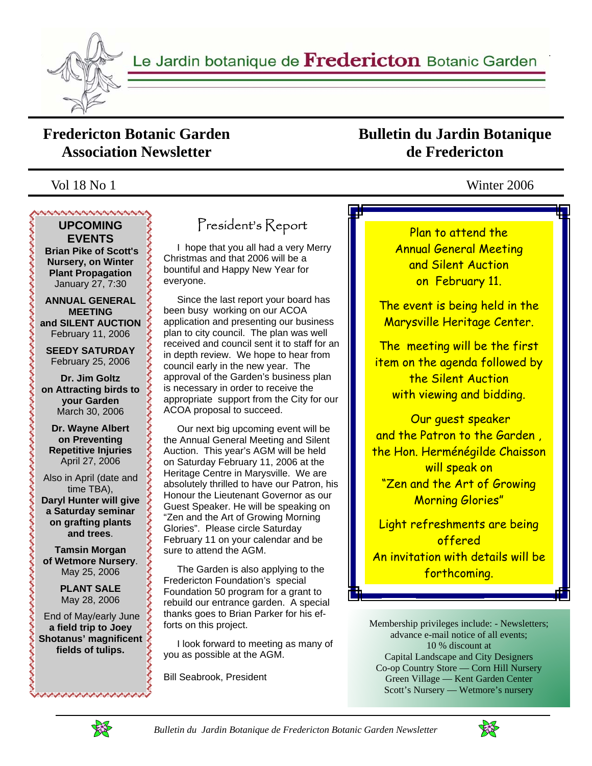Le Jardin botanique de **Fredericton** Botanic Garden

# Fredericton Botanic Garden Association Newsletter

# Bulletin du Jardin Botanique de Fredericton

Vol 18 No 1 Winter 2006

## UPCOMING EVENTS

**Brian Pike of Scott's Nursery, on Winter Plant Propagation**
January 27, 7:30

**ANNUAL GENERAL MEETING and SILENT AUCTION**
February 11, 2006

**SEEDY SATURDAY**
February 25, 2006

**Dr. Jim Goltz on Attracting birds to your Garden**
March 30, 2006

**Dr. Wayne Albert on Preventing Repetitive Injuries**
April 27, 2006

Also in April (date and time TBA), **Daryl Hunter will give a Saturday seminar on grafting plants and trees**.

**Tamsin Morgan of Wetmore Nursery**.
May 25, 2006

**PLANT SALE**
May 28, 2006

End of May/early June **a field trip to Joey Shotanus' magnificent fields of tulips.**

## President's Report

I hope that you all had a very Merry Christmas and that 2006 will be a bountiful and Happy New Year for everyone.

Since the last report your board has been busy working on our ACOA application and presenting our business plan to city council. The plan was well received and council sent it to staff for an in depth review. We hope to hear from council early in the new year. The approval of the Garden's business plan is necessary in order to receive the appropriate support from the City for our ACOA proposal to succeed.

Our next big upcoming event will be the Annual General Meeting and Silent Auction. This year's AGM will be held on Saturday February 11, 2006 at the Heritage Centre in Marysville. We are absolutely thrilled to have our Patron, his Honour the Lieutenant Governor as our Guest Speaker. He will be speaking on "Zen and the Art of Growing Morning Glories". Please circle Saturday February 11 on your calendar and be sure to attend the AGM.

The Garden is also applying to the Fredericton Foundation's special Foundation 50 program for a grant to rebuild our entrance garden. A special thanks goes to Brian Parker for his efforts on this project.

I look forward to meeting as many of you as possible at the AGM.

Bill Seabrook, President

---

Plan to attend the Annual General Meeting and Silent Auction on February 11.

The event is being held in the Marysville Heritage Center.

The meeting will be the first item on the agenda followed by the Silent Auction with viewing and bidding.

Our guest speaker and the Patron to the Garden, the Hon. Herménégilde Chaisson will speak on "Zen and the Art of Growing Morning Glories"

Light refreshments are being offered

An invitation with details will be forthcoming.

---

Membership privileges include: - Newsletters; advance e-mail notice of all events; 10 % discount at
Capital Landscape and City Designers
Co-op Country Store — Corn Hill Nursery
Green Village — Kent Garden Center
Scott's Nursery — Wetmore's nursery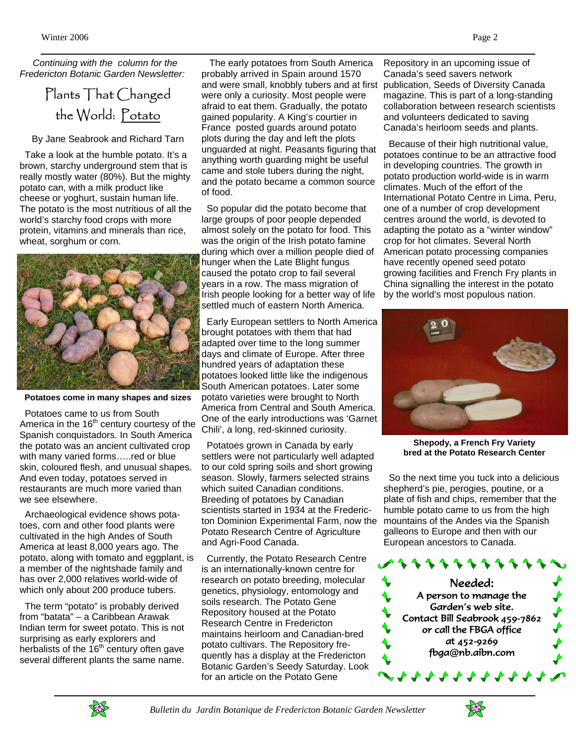*Continuing with the column for the Fredericton Botanic Garden Newsletter:*

# Plants That Changed the World: Potato

By Jane Seabrook and Richard Tarn

Take a look at the humble potato. It's a brown, starchy underground stem that is really mostly water (80%). But the mighty potato can, with a milk product like cheese or yoghurt, sustain human life. The potato is the most nutritious of all the world's starchy food crops with more protein, vitamins and minerals than rice, wheat, sorghum or corn.

**Potatoes come in many shapes and sizes**

Potatoes came to us from South America in the 16th century courtesy of the Spanish conquistadors. In South America the potato was an ancient cultivated crop with many varied forms…..red or blue skin, coloured flesh, and unusual shapes. And even today, potatoes served in restaurants are much more varied than we see elsewhere.

Archaeological evidence shows potatoes, corn and other food plants were cultivated in the high Andes of South America at least 8,000 years ago. The potato, along with tomato and eggplant, is a member of the nightshade family and has over 2,000 relatives world-wide of which only about 200 produce tubers.

The term "potato" is probably derived from "batata" – a Caribbean Arawak Indian term for sweet potato. This is not surprising as early explorers and herbalists of the 16th century often gave several different plants the same name.

The early potatoes from South America probably arrived in Spain around 1570 and were small, knobbly tubers and at first were only a curiosity. Most people were afraid to eat them. Gradually, the potato gained popularity. A King's courtier in France posted guards around potato plots during the day and left the plots unguarded at night. Peasants figuring that anything worth guarding might be useful came and stole tubers during the night, and the potato became a common source of food.

So popular did the potato become that large groups of poor people depended almost solely on the potato for food. This was the origin of the Irish potato famine during which over a million people died of hunger when the Late Blight fungus caused the potato crop to fail several years in a row. The mass migration of Irish people looking for a better way of life settled much of eastern North America.

Early European settlers to North America brought potatoes with them that had adapted over time to the long summer days and climate of Europe. After three hundred years of adaptation these potatoes looked little like the indigenous South American potatoes. Later some potato varieties were brought to North America from Central and South America. One of the early introductions was 'Garnet Chili', a long, red-skinned curiosity.

Potatoes grown in Canada by early settlers were not particularly well adapted to our cold spring soils and short growing season. Slowly, farmers selected strains which suited Canadian conditions. Breeding of potatoes by Canadian scientists started in 1934 at the Fredericton Dominion Experimental Farm, now the Potato Research Centre of Agriculture and Agri-Food Canada.

Currently, the Potato Research Centre is an internationally-known centre for research on potato breeding, molecular genetics, physiology, entomology and soils research. The Potato Gene Repository housed at the Potato Research Centre in Fredericton maintains heirloom and Canadian-bred potato cultivars. The Repository frequently has a display at the Fredericton Botanic Garden's Seedy Saturday. Look for an article on the Potato Gene Repository in an upcoming issue of Canada's seed savers network publication, Seeds of Diversity Canada magazine. This is part of a long-standing collaboration between research scientists and volunteers dedicated to saving Canada's heirloom seeds and plants.

Because of their high nutritional value, potatoes continue to be an attractive food in developing countries. The growth in potato production world-wide is in warm climates. Much of the effort of the International Potato Centre in Lima, Peru, one of a number of crop development centres around the world, is devoted to adapting the potato as a "winter window" crop for hot climates. Several North American potato processing companies have recently opened seed potato growing facilities and French Fry plants in China signalling the interest in the potato by the world's most populous nation.

**Shepody, a French Fry Variety bred at the Potato Research Center**

So the next time you tuck into a delicious shepherd's pie, perogies, poutine, or a plate of fish and chips, remember that the humble potato came to us from the high mountains of the Andes via the Spanish galleons to Europe and then with our European ancestors to Canada.

**Needed:**
A person to manage the Garden's web site.
Contact Bill Seabrook 459-7862
or call the FBGA office
at 452-9269
fbga@nb.aibn.com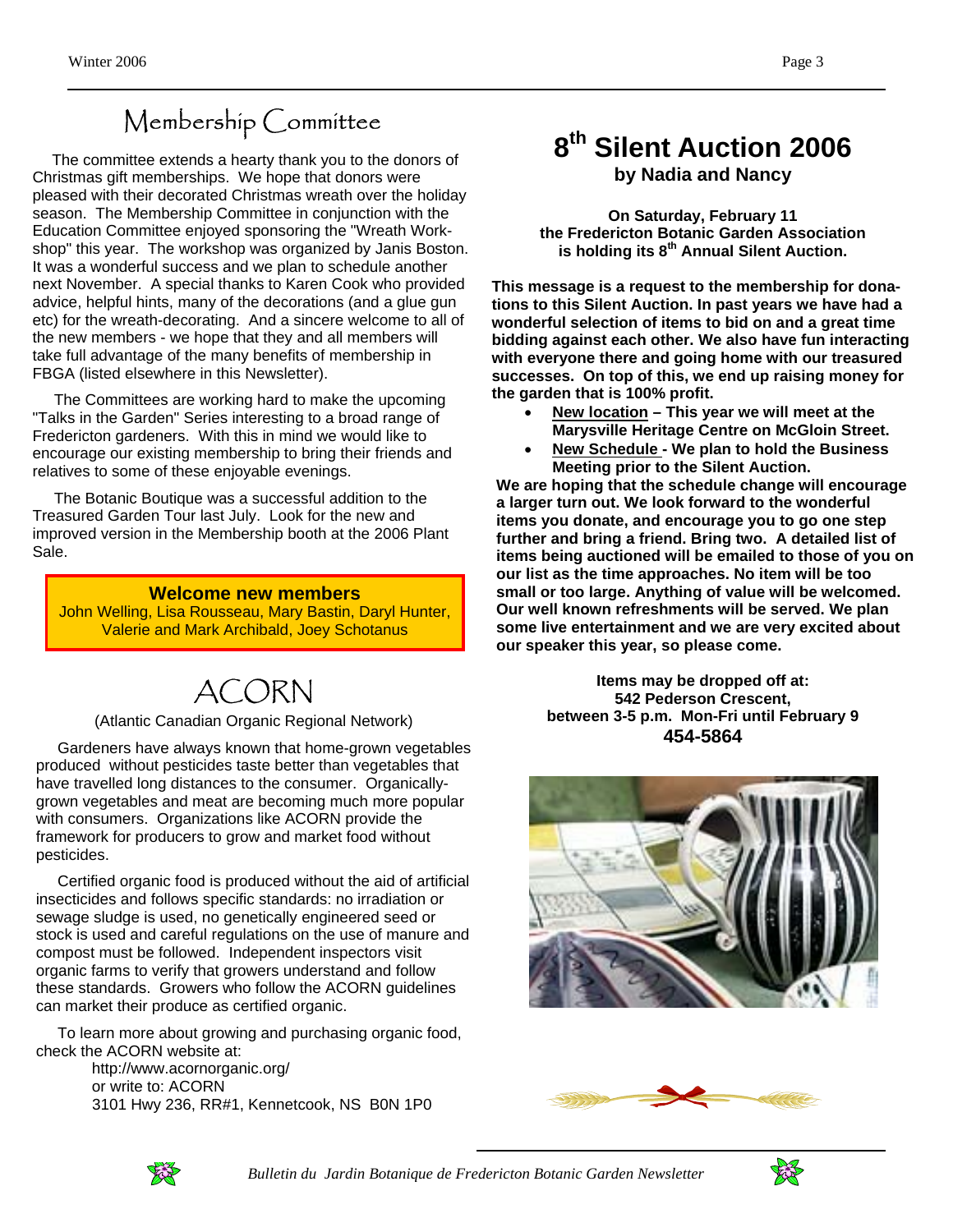## Membership Committee

The committee extends a hearty thank you to the donors of Christmas gift memberships. We hope that donors were pleased with their decorated Christmas wreath over the holiday season. The Membership Committee in conjunction with the Education Committee enjoyed sponsoring the "Wreath Workshop" this year. The workshop was organized by Janis Boston. It was a wonderful success and we plan to schedule another next November. A special thanks to Karen Cook who provided advice, helpful hints, many of the decorations (and a glue gun etc) for the wreath-decorating. And a sincere welcome to all of the new members - we hope that they and all members will take full advantage of the many benefits of membership in FBGA (listed elsewhere in this Newsletter).

The Committees are working hard to make the upcoming "Talks in the Garden" Series interesting to a broad range of Fredericton gardeners. With this in mind we would like to encourage our existing membership to bring their friends and relatives to some of these enjoyable evenings.

The Botanic Boutique was a successful addition to the Treasured Garden Tour last July. Look for the new and improved version in the Membership booth at the 2006 Plant Sale.

**Welcome new members**

John Welling, Lisa Rousseau, Mary Bastin, Daryl Hunter, Valerie and Mark Archibald, Joey Schotanus

## ACORN

(Atlantic Canadian Organic Regional Network)

Gardeners have always known that home-grown vegetables produced without pesticides taste better than vegetables that have travelled long distances to the consumer. Organically-grown vegetables and meat are becoming much more popular with consumers. Organizations like ACORN provide the framework for producers to grow and market food without pesticides.

Certified organic food is produced without the aid of artificial insecticides and follows specific standards: no irradiation or sewage sludge is used, no genetically engineered seed or stock is used and careful regulations on the use of manure and compost must be followed. Independent inspectors visit organic farms to verify that growers understand and follow these standards. Growers who follow the ACORN guidelines can market their produce as certified organic.

To learn more about growing and purchasing organic food, check the ACORN website at:

http://www.acornorganic.org/
or write to: ACORN
3101 Hwy 236, RR#1, Kennetcook, NS B0N 1P0

# 8th Silent Auction 2006

**by Nadia and Nancy**

**On Saturday, February 11 the Fredericton Botanic Garden Association is holding its 8th Annual Silent Auction.**

**This message is a request to the membership for donations to this Silent Auction. In past years we have had a wonderful selection of items to bid on and a great time bidding against each other. We also have fun interacting with everyone there and going home with our treasured successes. On top of this, we end up raising money for the garden that is 100% profit.**

- **New location – This year we will meet at the Marysville Heritage Centre on McGloin Street.**
- **New Schedule - We plan to hold the Business Meeting prior to the Silent Auction.**

**We are hoping that the schedule change will encourage a larger turn out. We look forward to the wonderful items you donate, and encourage you to go one step further and bring a friend. Bring two. A detailed list of items being auctioned will be emailed to those of you on our list as the time approaches. No item will be too small or too large. Anything of value will be welcomed. Our well known refreshments will be served. We plan some live entertainment and we are very excited about our speaker this year, so please come.**

**Items may be dropped off at:**
**542 Pederson Crescent,**
**between 3-5 p.m. Mon-Fri until February 9**
**454-5864**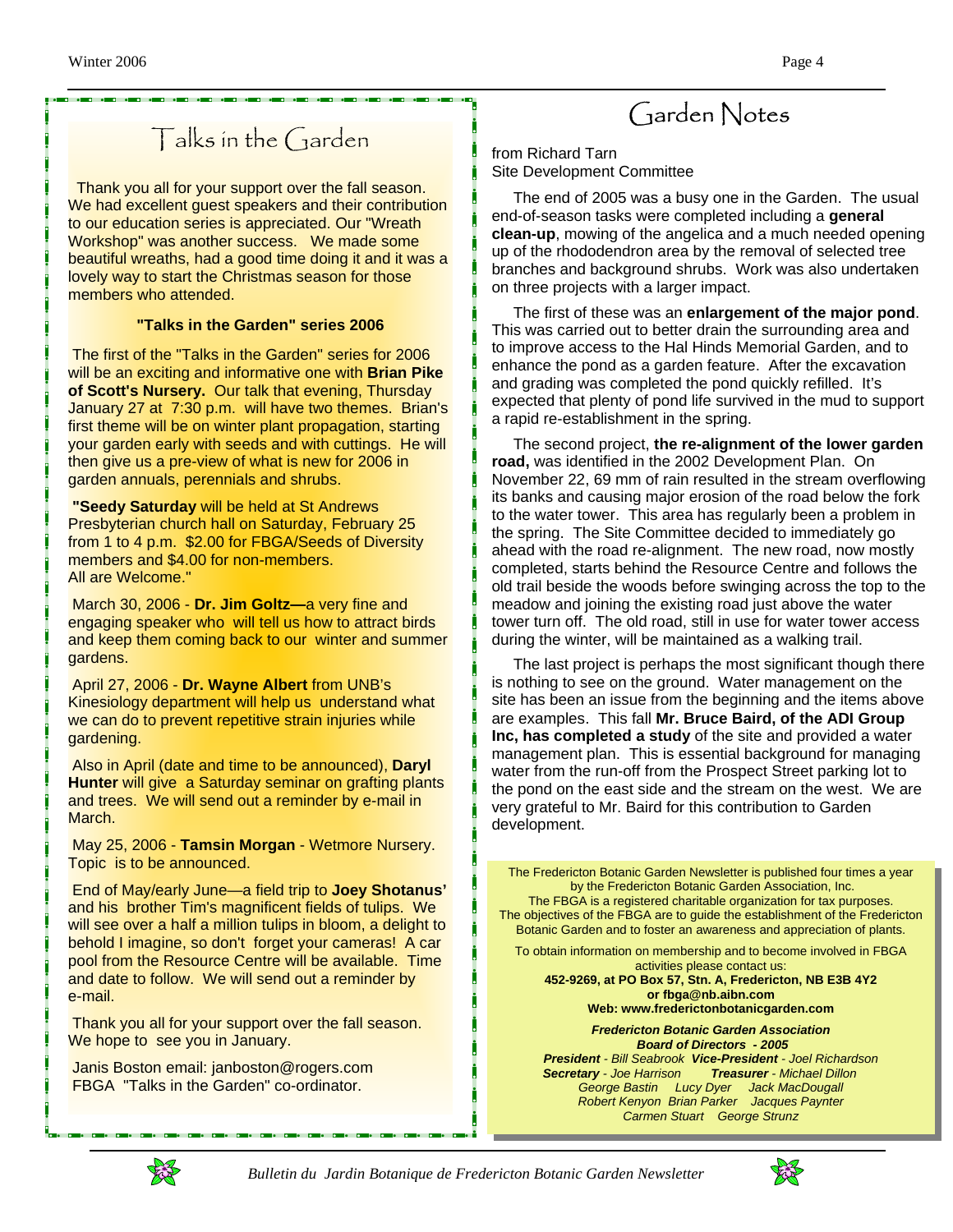## Talks in the Garden

Thank you all for your support over the fall season. We had excellent guest speakers and their contribution to our education series is appreciated. Our "Wreath Workshop" was another success. We made some beautiful wreaths, had a good time doing it and it was a lovely way to start the Christmas season for those members who attended.

**"Talks in the Garden" series 2006**

The first of the "Talks in the Garden" series for 2006 will be an exciting and informative one with **Brian Pike of Scott's Nursery.** Our talk that evening, Thursday January 27 at 7:30 p.m. will have two themes. Brian's first theme will be on winter plant propagation, starting your garden early with seeds and with cuttings. He will then give us a pre-view of what is new for 2006 in garden annuals, perennials and shrubs.

**"Seedy Saturday** will be held at St Andrews Presbyterian church hall on Saturday, February 25 from 1 to 4 p.m. $2.00 for FBGA/Seeds of Diversity members and $4.00 for non-members. All are Welcome."

March 30, 2006 - **Dr. Jim Goltz—**a very fine and engaging speaker who will tell us how to attract birds and keep them coming back to our winter and summer gardens.

April 27, 2006 - **Dr. Wayne Albert** from UNB's Kinesiology department will help us understand what we can do to prevent repetitive strain injuries while gardening.

Also in April (date and time to be announced), **Daryl Hunter** will give a Saturday seminar on grafting plants and trees. We will send out a reminder by e-mail in March.

May 25, 2006 - **Tamsin Morgan** - Wetmore Nursery. Topic is to be announced.

End of May/early June—a field trip to **Joey Shotanus'** and his brother Tim's magnificent fields of tulips. We will see over a half a million tulips in bloom, a delight to behold I imagine, so don't forget your cameras! A car pool from the Resource Centre will be available. Time and date to follow. We will send out a reminder by e-mail.

Thank you all for your support over the fall season. We hope to see you in January.

Janis Boston email: janboston@rogers.com
FBGA "Talks in the Garden" co-ordinator.

## Garden Notes

from Richard Tarn
Site Development Committee

The end of 2005 was a busy one in the Garden. The usual end-of-season tasks were completed including a **general clean-up**, mowing of the angelica and a much needed opening up of the rhododendron area by the removal of selected tree branches and background shrubs. Work was also undertaken on three projects with a larger impact.

The first of these was an **enlargement of the major pond**. This was carried out to better drain the surrounding area and to improve access to the Hal Hinds Memorial Garden, and to enhance the pond as a garden feature. After the excavation and grading was completed the pond quickly refilled. It's expected that plenty of pond life survived in the mud to support a rapid re-establishment in the spring.

The second project, **the re-alignment of the lower garden road,** was identified in the 2002 Development Plan. On November 22, 69 mm of rain resulted in the stream overflowing its banks and causing major erosion of the road below the fork to the water tower. This area has regularly been a problem in the spring. The Site Committee decided to immediately go ahead with the road re-alignment. The new road, now mostly completed, starts behind the Resource Centre and follows the old trail beside the woods before swinging across the top to the meadow and joining the existing road just above the water tower turn off. The old road, still in use for water tower access during the winter, will be maintained as a walking trail.

The last project is perhaps the most significant though there is nothing to see on the ground. Water management on the site has been an issue from the beginning and the items above are examples. This fall **Mr. Bruce Baird, of the ADI Group Inc, has completed a study** of the site and provided a water management plan. This is essential background for managing water from the run-off from the Prospect Street parking lot to the pond on the east side and the stream on the west. We are very grateful to Mr. Baird for this contribution to Garden development.

The Fredericton Botanic Garden Newsletter is published four times a year by the Fredericton Botanic Garden Association, Inc.
The FBGA is a registered charitable organization for tax purposes.
The objectives of the FBGA are to guide the establishment of the Fredericton Botanic Garden and to foster an awareness and appreciation of plants.

To obtain information on membership and to become involved in FBGA activities please contact us:
**452-9269, at PO Box 57, Stn. A, Fredericton, NB E3B 4Y2**
**or fbga@nb.aibn.com**
**Web: www.frederictonbotanicgarden.com**

***Fredericton Botanic Garden Association***
***Board of Directors - 2005***
***President*** *- Bill Seabrook* ***Vice-President*** *- Joel Richardson*
***Secretary*** *- Joe Harrison* ***Treasurer*** *- Michael Dillon*
*George Bastin Lucy Dyer Jack MacDougall*
*Robert Kenyon Brian Parker Jacques Paynter*
*Carmen Stuart George Strunz*

*Bulletin du Jardin Botanique de Fredericton Botanic Garden Newsletter*